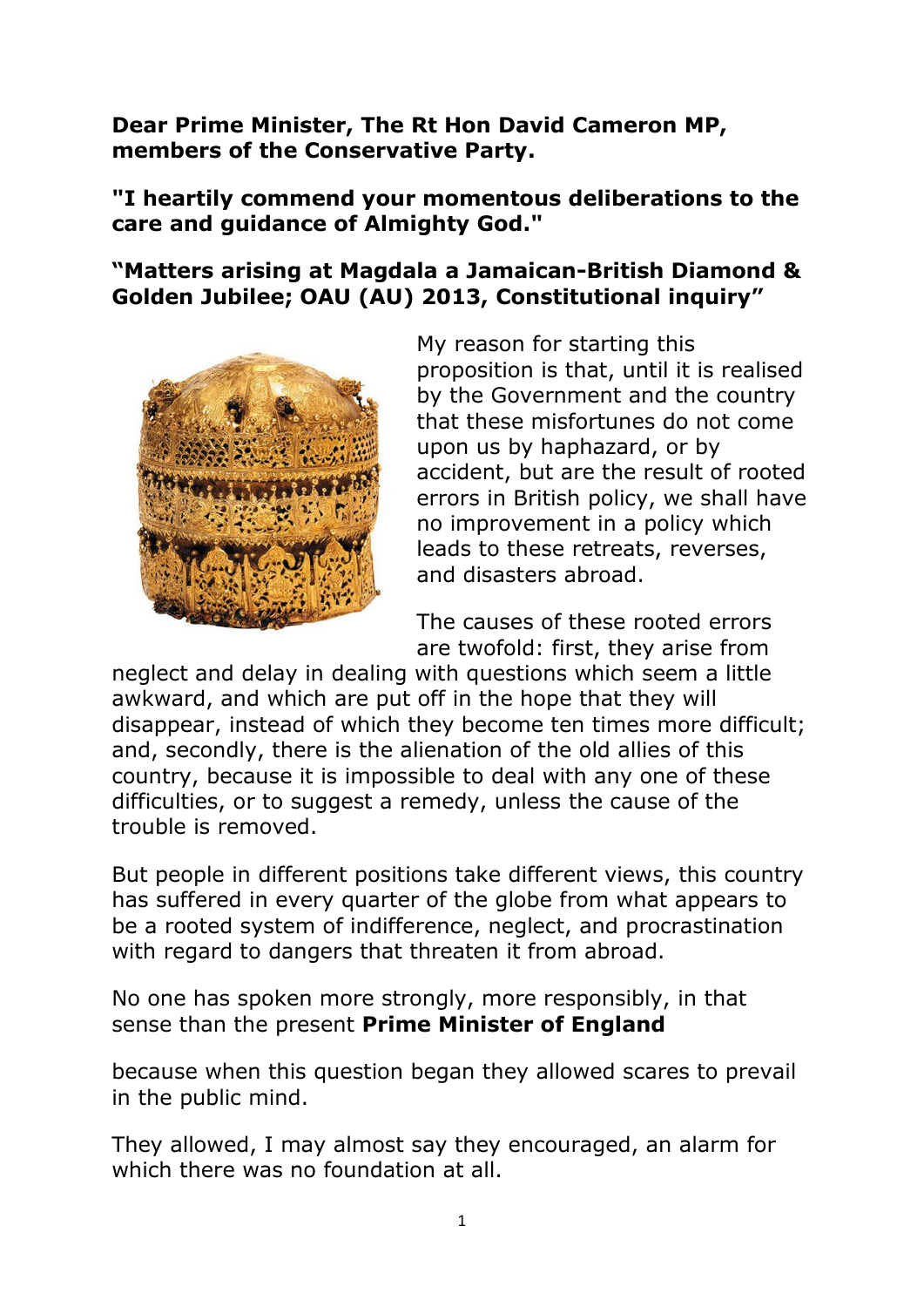**Dear Prime Minister, The Rt Hon David Cameron MP, members of the Conservative Party.**

**"I heartily commend your momentous deliberations to the care and guidance of Almighty God."**

**"Matters arising at Magdala a Jamaican-British Diamond & Golden Jubilee; OAU (AU) 2013, Constitutional inquiry"**

My reason for starting this proposition is that, until it is realised by the Government and the country that these misfortunes do not come upon us by haphazard, or by accident, but are the result of rooted errors in British policy, we shall have no improvement in a policy which leads to these retreats, reverses, and disasters abroad.

The causes of these rooted errors are twofold: first, they arise from neglect and delay in dealing with questions which seem a little awkward, and which are put off in the hope that they will disappear, instead of which they become ten times more difficult; and, secondly, there is the alienation of the old allies of this country, because it is impossible to deal with any one of these difficulties, or to suggest a remedy, unless the cause of the trouble is removed.

But people in different positions take different views, this country has suffered in every quarter of the globe from what appears to be a rooted system of indifference, neglect, and procrastination with regard to dangers that threaten it from abroad.

No one has spoken more strongly, more responsibly, in that sense than the present **Prime Minister of England**

because when this question began they allowed scares to prevail in the public mind.

They allowed, I may almost say they encouraged, an alarm for which there was no foundation at all.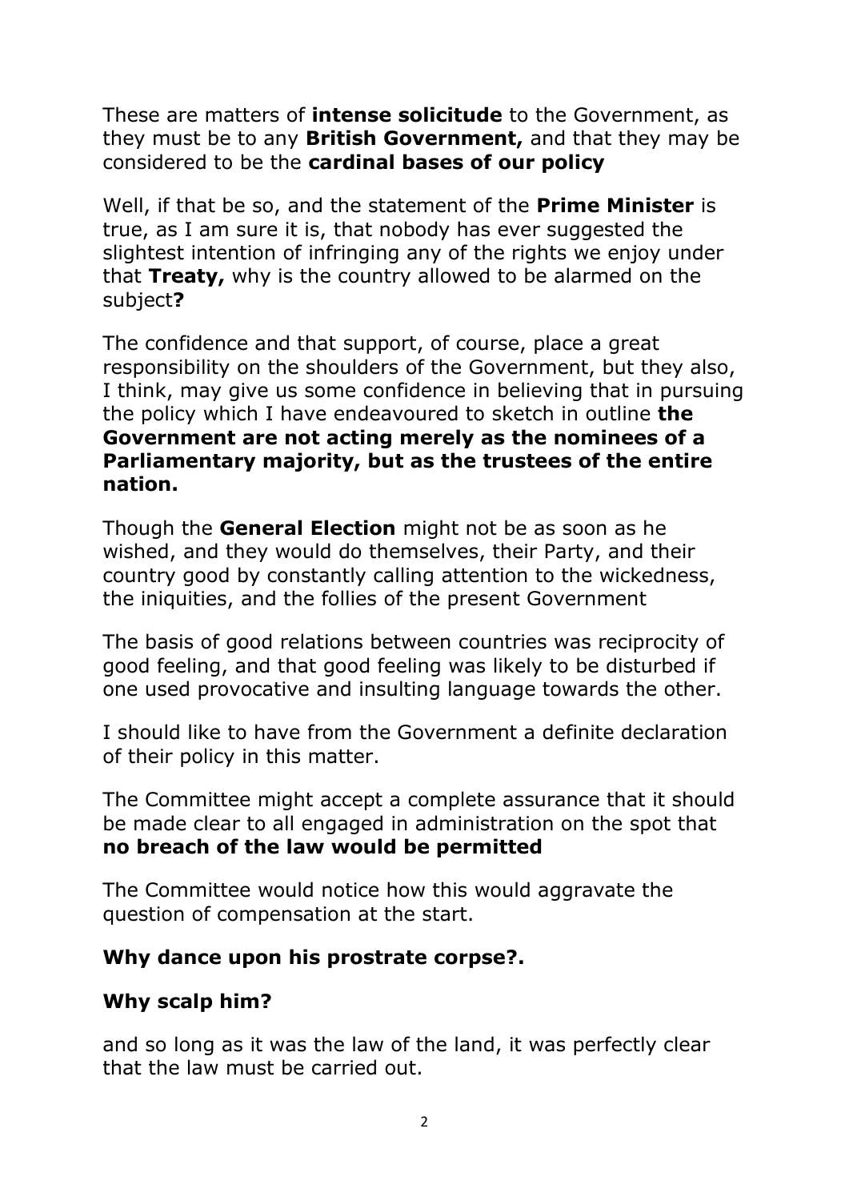These are matters of **intense solicitude** to the Government, as they must be to any **British Government,** and that they may be considered to be the **cardinal bases of our policy**

Well, if that be so, and the statement of the **Prime Minister** is true, as I am sure it is, that nobody has ever suggested the slightest intention of infringing any of the rights we enjoy under that **Treaty,** why is the country allowed to be alarmed on the subject**?**

The confidence and that support, of course, place a great responsibility on the shoulders of the Government, but they also, I think, may give us some confidence in believing that in pursuing the policy which I have endeavoured to sketch in outline **the Government are not acting merely as the nominees of a Parliamentary majority, but as the trustees of the entire nation.**

Though the **General Election** might not be as soon as he wished, and they would do themselves, their Party, and their country good by constantly calling attention to the wickedness, the iniquities, and the follies of the present Government

The basis of good relations between countries was reciprocity of good feeling, and that good feeling was likely to be disturbed if one used provocative and insulting language towards the other.

I should like to have from the Government a definite declaration of their policy in this matter.

The Committee might accept a complete assurance that it should be made clear to all engaged in administration on the spot that **no breach of the law would be permitted**

The Committee would notice how this would aggravate the question of compensation at the start.

**Why dance upon his prostrate corpse?.**

**Why scalp him?**

and so long as it was the law of the land, it was perfectly clear that the law must be carried out.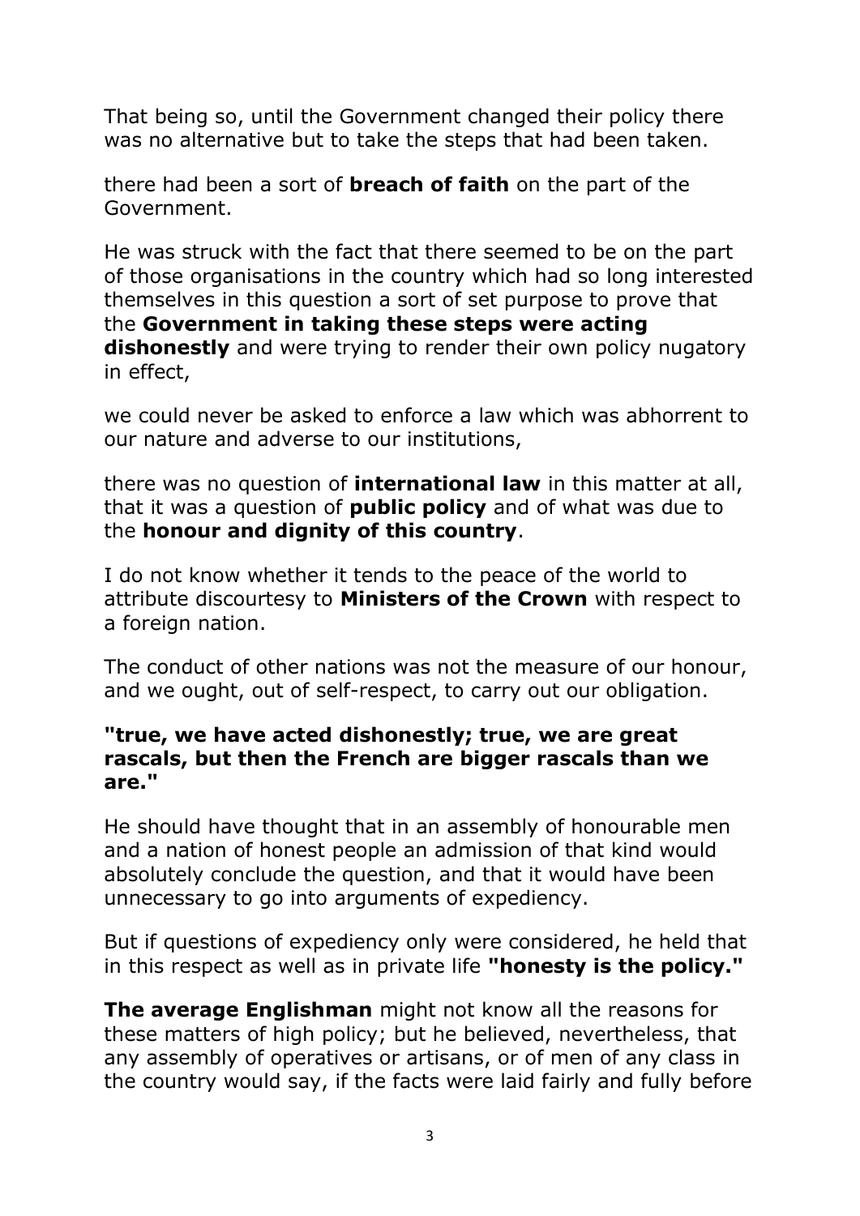That being so, until the Government changed their policy there was no alternative but to take the steps that had been taken.

there had been a sort of **breach of faith** on the part of the Government.

He was struck with the fact that there seemed to be on the part of those organisations in the country which had so long interested themselves in this question a sort of set purpose to prove that the **Government in taking these steps were acting dishonestly** and were trying to render their own policy nugatory in effect,

we could never be asked to enforce a law which was abhorrent to our nature and adverse to our institutions,

there was no question of **international law** in this matter at all, that it was a question of **public policy** and of what was due to the **honour and dignity of this country**.

I do not know whether it tends to the peace of the world to attribute discourtesy to **Ministers of the Crown** with respect to a foreign nation.

The conduct of other nations was not the measure of our honour, and we ought, out of self-respect, to carry out our obligation.

**"true, we have acted dishonestly; true, we are great rascals, but then the French are bigger rascals than we are."**

He should have thought that in an assembly of honourable men and a nation of honest people an admission of that kind would absolutely conclude the question, and that it would have been unnecessary to go into arguments of expediency.

But if questions of expediency only were considered, he held that in this respect as well as in private life **"honesty is the policy."**

**The average Englishman** might not know all the reasons for these matters of high policy; but he believed, nevertheless, that any assembly of operatives or artisans, or of men of any class in the country would say, if the facts were laid fairly and fully before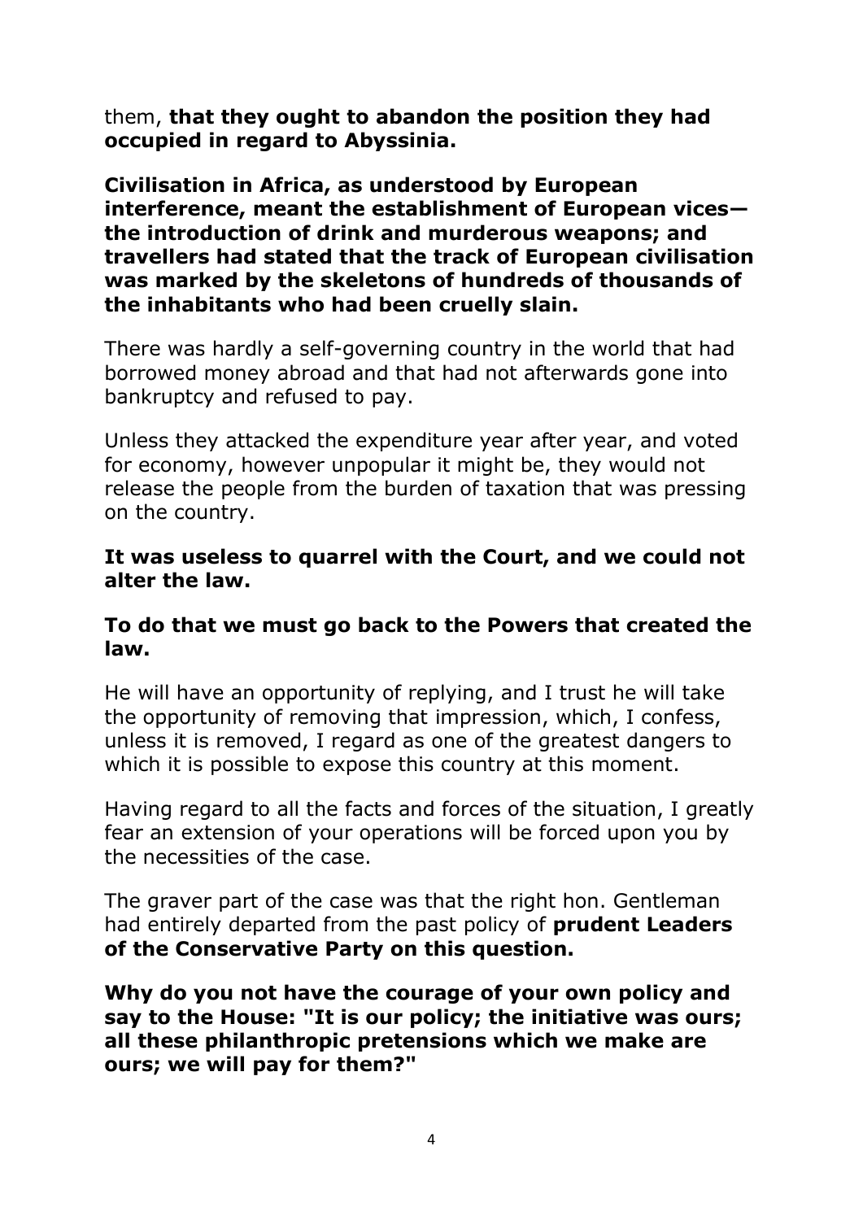them, **that they ought to abandon the position they had occupied in regard to Abyssinia.**

**Civilisation in Africa, as understood by European interference, meant the establishment of European vices—the introduction of drink and murderous weapons; and travellers had stated that the track of European civilisation was marked by the skeletons of hundreds of thousands of the inhabitants who had been cruelly slain.**

There was hardly a self-governing country in the world that had borrowed money abroad and that had not afterwards gone into bankruptcy and refused to pay.

Unless they attacked the expenditure year after year, and voted for economy, however unpopular it might be, they would not release the people from the burden of taxation that was pressing on the country.

**It was useless to quarrel with the Court, and we could not alter the law.**

**To do that we must go back to the Powers that created the law.**

He will have an opportunity of replying, and I trust he will take the opportunity of removing that impression, which, I confess, unless it is removed, I regard as one of the greatest dangers to which it is possible to expose this country at this moment.

Having regard to all the facts and forces of the situation, I greatly fear an extension of your operations will be forced upon you by the necessities of the case.

The graver part of the case was that the right hon. Gentleman had entirely departed from the past policy of **prudent Leaders of the Conservative Party on this question.**

**Why do you not have the courage of your own policy and say to the House: "It is our policy; the initiative was ours; all these philanthropic pretensions which we make are ours; we will pay for them?"**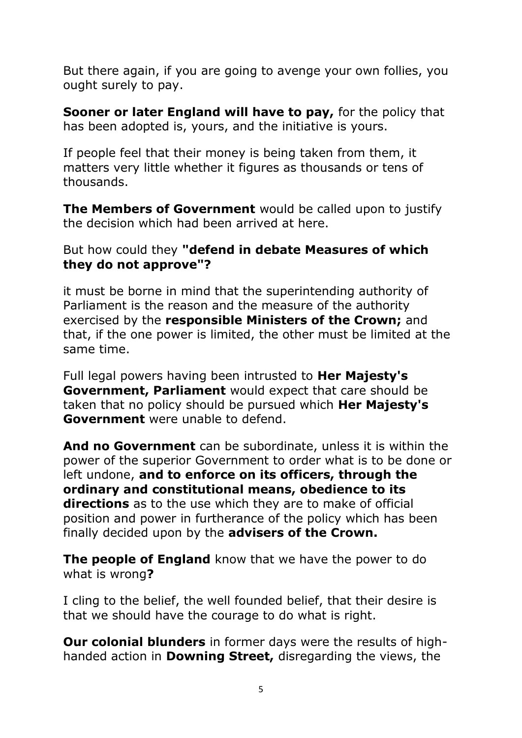But there again, if you are going to avenge your own follies, you ought surely to pay.

**Sooner or later England will have to pay,** for the policy that has been adopted is, yours, and the initiative is yours.

If people feel that their money is being taken from them, it matters very little whether it figures as thousands or tens of thousands.

**The Members of Government** would be called upon to justify the decision which had been arrived at here.

But how could they **"defend in debate Measures of which they do not approve"?**

it must be borne in mind that the superintending authority of Parliament is the reason and the measure of the authority exercised by the **responsible Ministers of the Crown;** and that, if the one power is limited, the other must be limited at the same time.

Full legal powers having been intrusted to **Her Majesty's Government, Parliament** would expect that care should be taken that no policy should be pursued which **Her Majesty's Government** were unable to defend.

**And no Government** can be subordinate, unless it is within the power of the superior Government to order what is to be done or left undone, **and to enforce on its officers, through the ordinary and constitutional means, obedience to its directions** as to the use which they are to make of official position and power in furtherance of the policy which has been finally decided upon by the **advisers of the Crown.**

**The people of England** know that we have the power to do what is wrong**?**

I cling to the belief, the well founded belief, that their desire is that we should have the courage to do what is right.

**Our colonial blunders** in former days were the results of high-handed action in **Downing Street,** disregarding the views, the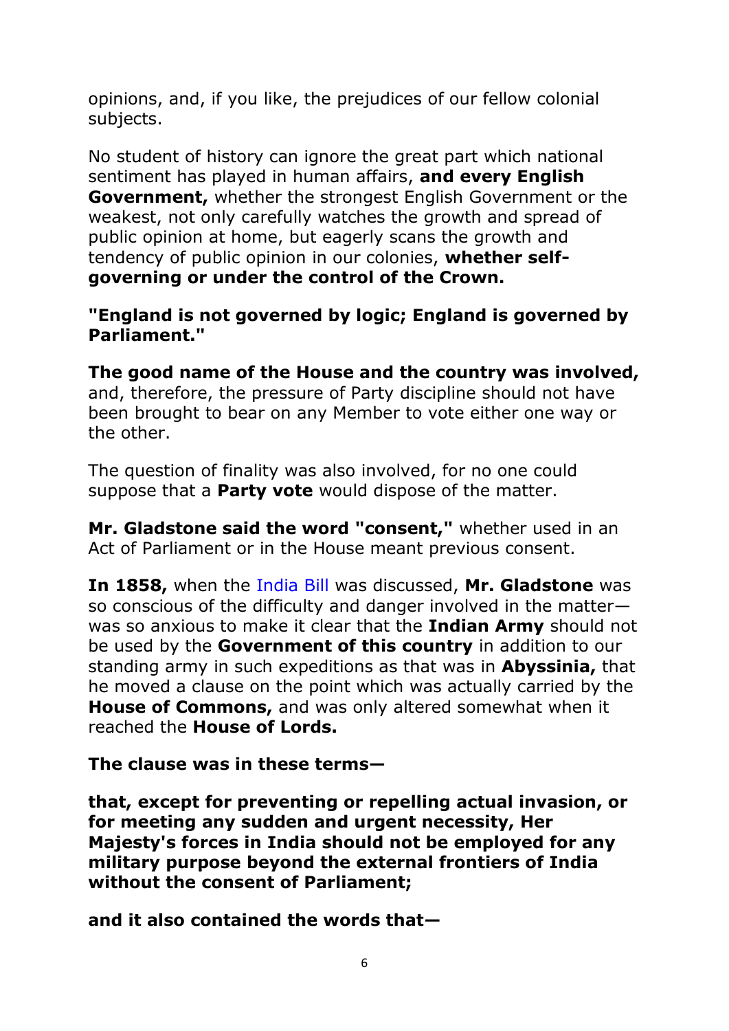opinions, and, if you like, the prejudices of our fellow colonial subjects.

No student of history can ignore the great part which national sentiment has played in human affairs, **and every English Government,** whether the strongest English Government or the weakest, not only carefully watches the growth and spread of public opinion at home, but eagerly scans the growth and tendency of public opinion in our colonies, **whether self-governing or under the control of the Crown.**

**"England is not governed by logic; England is governed by Parliament."**

**The good name of the House and the country was involved,** and, therefore, the pressure of Party discipline should not have been brought to bear on any Member to vote either one way or the other.

The question of finality was also involved, for no one could suppose that a **Party vote** would dispose of the matter.

**Mr. Gladstone said the word "consent,"** whether used in an Act of Parliament or in the House meant previous consent.

**In 1858,** when the India Bill was discussed, **Mr. Gladstone** was so conscious of the difficulty and danger involved in the matter—was so anxious to make it clear that the **Indian Army** should not be used by the **Government of this country** in addition to our standing army in such expeditions as that was in **Abyssinia,** that he moved a clause on the point which was actually carried by the **House of Commons,** and was only altered somewhat when it reached the **House of Lords.**

**The clause was in these terms—**

**that, except for preventing or repelling actual invasion, or for meeting any sudden and urgent necessity, Her Majesty's forces in India should not be employed for any military purpose beyond the external frontiers of India without the consent of Parliament;**

**and it also contained the words that—**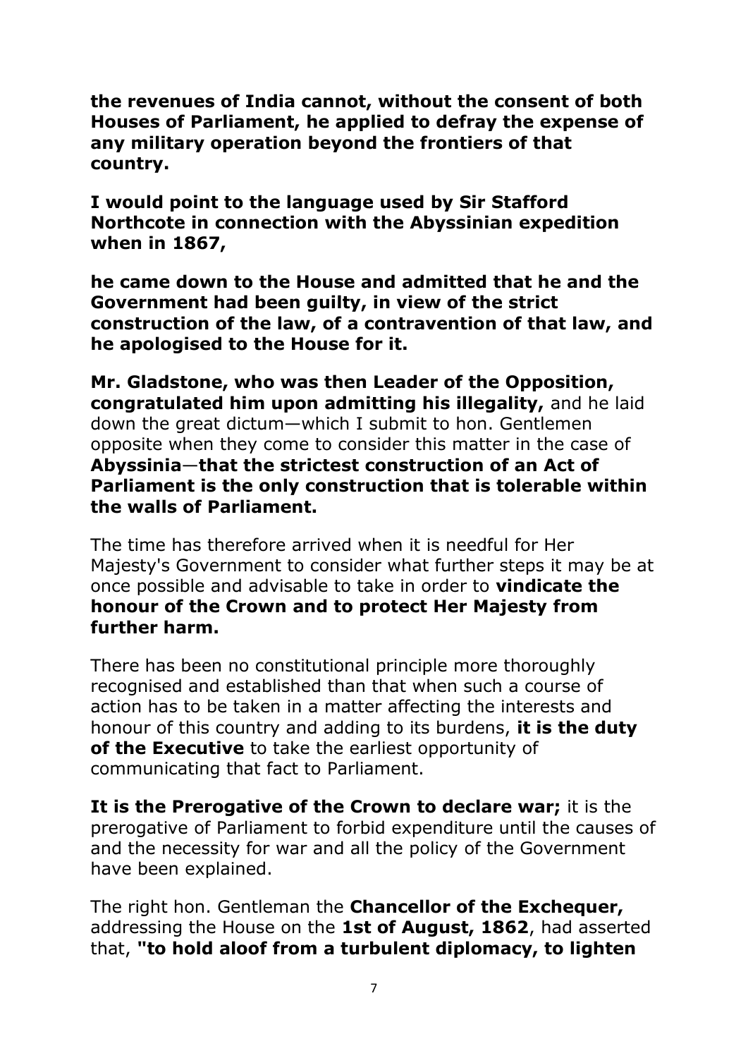**the revenues of India cannot, without the consent of both Houses of Parliament, he applied to defray the expense of any military operation beyond the frontiers of that country.**

**I would point to the language used by Sir Stafford Northcote in connection with the Abyssinian expedition when in 1867,**

**he came down to the House and admitted that he and the Government had been guilty, in view of the strict construction of the law, of a contravention of that law, and he apologised to the House for it.**

**Mr. Gladstone, who was then Leader of the Opposition, congratulated him upon admitting his illegality,** and he laid down the great dictum—which I submit to hon. Gentlemen opposite when they come to consider this matter in the case of **Abyssinia**—**that the strictest construction of an Act of Parliament is the only construction that is tolerable within the walls of Parliament.**

The time has therefore arrived when it is needful for Her Majesty's Government to consider what further steps it may be at once possible and advisable to take in order to **vindicate the honour of the Crown and to protect Her Majesty from further harm.**

There has been no constitutional principle more thoroughly recognised and established than that when such a course of action has to be taken in a matter affecting the interests and honour of this country and adding to its burdens, **it is the duty of the Executive** to take the earliest opportunity of communicating that fact to Parliament.

**It is the Prerogative of the Crown to declare war;** it is the prerogative of Parliament to forbid expenditure until the causes of and the necessity for war and all the policy of the Government have been explained.

The right hon. Gentleman the **Chancellor of the Exchequer,** addressing the House on the **1st of August, 1862**, had asserted that, **"to hold aloof from a turbulent diplomacy, to lighten**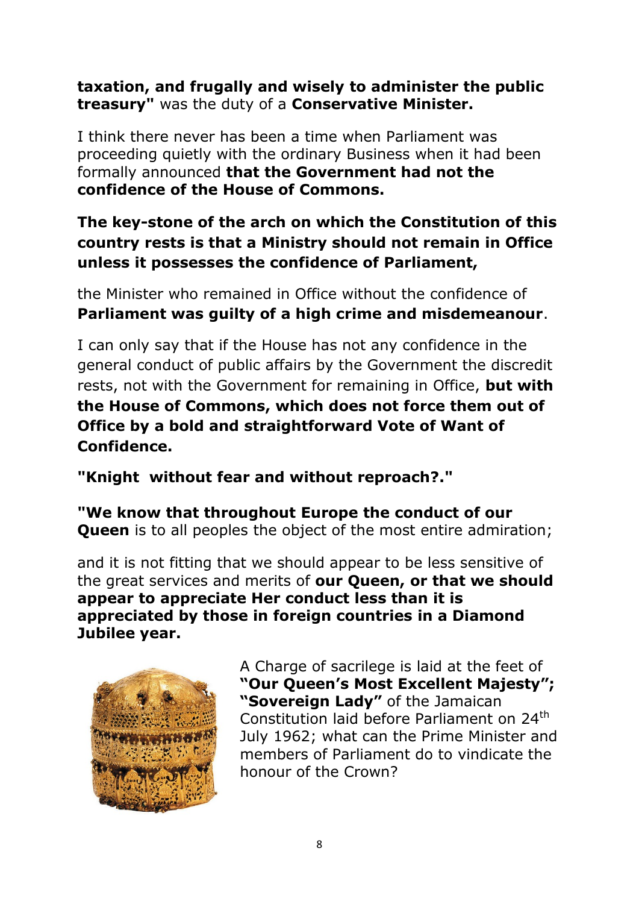**taxation, and frugally and wisely to administer the public treasury"** was the duty of a **Conservative Minister.**

I think there never has been a time when Parliament was proceeding quietly with the ordinary Business when it had been formally announced **that the Government had not the confidence of the House of Commons.**

**The key-stone of the arch on which the Constitution of this country rests is that a Ministry should not remain in Office unless it possesses the confidence of Parliament,**

the Minister who remained in Office without the confidence of **Parliament was guilty of a high crime and misdemeanour**.

I can only say that if the House has not any confidence in the general conduct of public affairs by the Government the discredit rests, not with the Government for remaining in Office, **but with the House of Commons, which does not force them out of Office by a bold and straightforward Vote of Want of Confidence.**

**"Knight without fear and without reproach?."**

**"We know that throughout Europe the conduct of our Queen** is to all peoples the object of the most entire admiration;

and it is not fitting that we should appear to be less sensitive of the great services and merits of **our Queen, or that we should appear to appreciate Her conduct less than it is appreciated by those in foreign countries in a Diamond Jubilee year.**

A Charge of sacrilege is laid at the feet of **"Our Queen's Most Excellent Majesty"; "Sovereign Lady"** of the Jamaican Constitution laid before Parliament on 24th July 1962; what can the Prime Minister and members of Parliament do to vindicate the honour of the Crown?